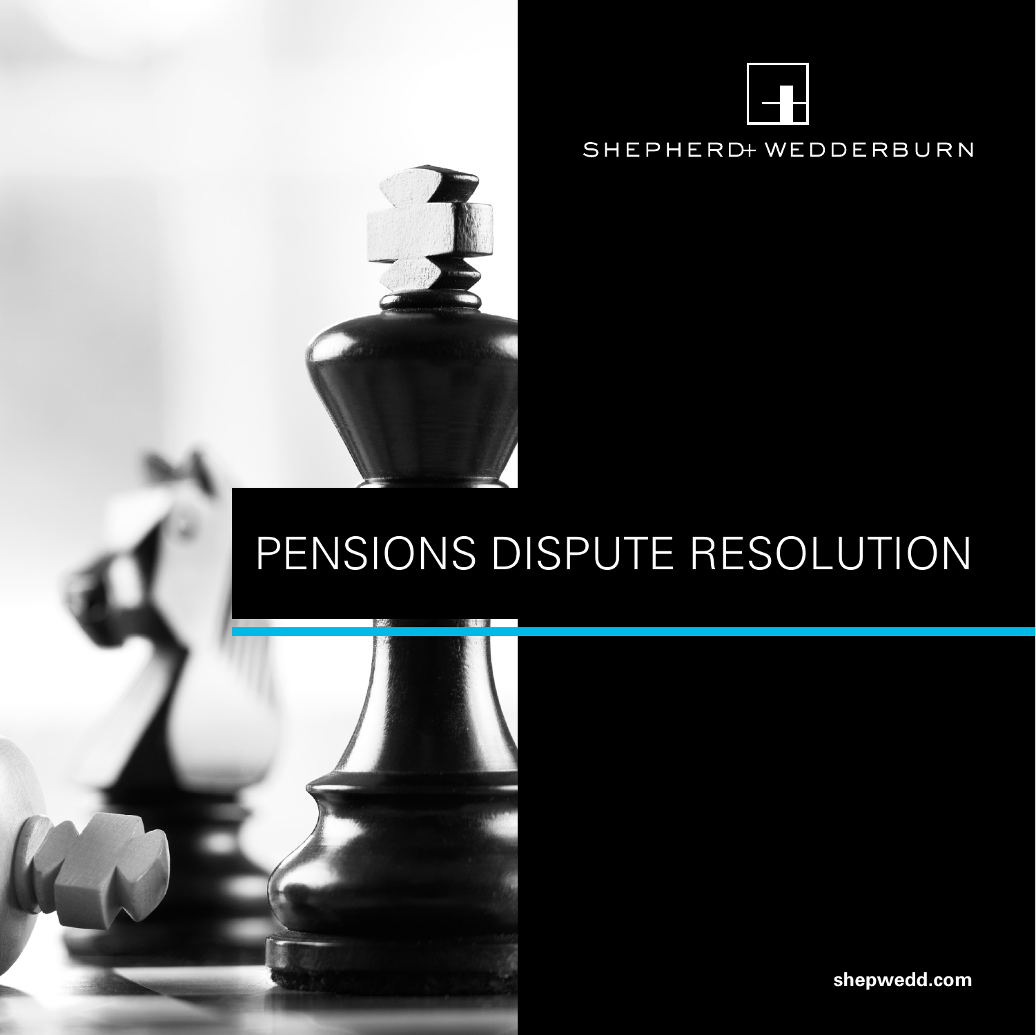SHEPHERD+ WEDDERBURN

# PENSIONS DISPUTE RESOLUTION

shepwedd.com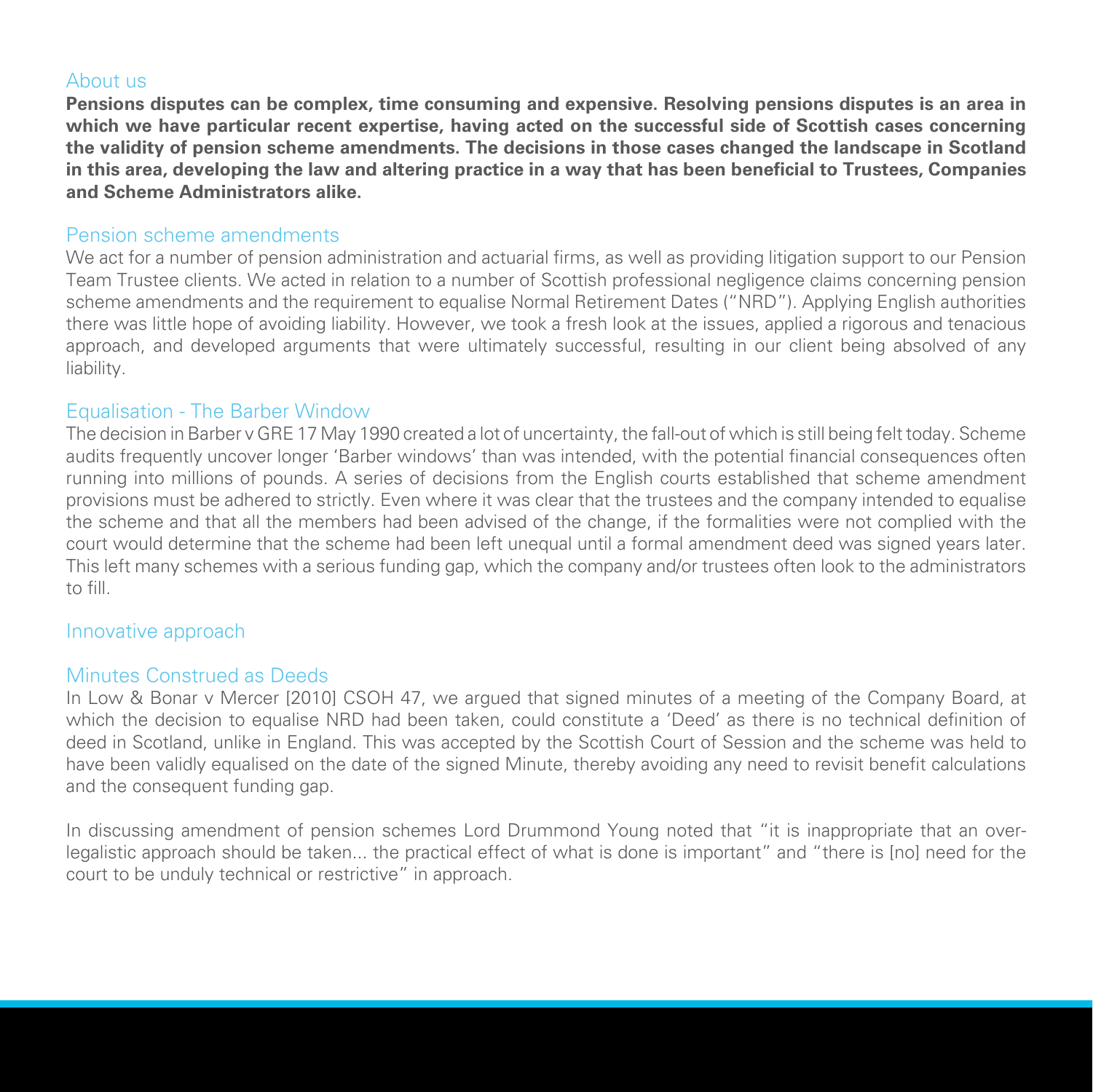## About us

**Pensions disputes can be complex, time consuming and expensive. Resolving pensions disputes is an area in which we have particular recent expertise, having acted on the successful side of Scottish cases concerning the validity of pension scheme amendments. The decisions in those cases changed the landscape in Scotland in this area, developing the law and altering practice in a way that has been beneficial to Trustees, Companies and Scheme Administrators alike.**

## Pension scheme amendments

We act for a number of pension administration and actuarial firms, as well as providing litigation support to our Pension Team Trustee clients. We acted in relation to a number of Scottish professional negligence claims concerning pension scheme amendments and the requirement to equalise Normal Retirement Dates ("NRD"). Applying English authorities there was little hope of avoiding liability. However, we took a fresh look at the issues, applied a rigorous and tenacious approach, and developed arguments that were ultimately successful, resulting in our client being absolved of any liability.

## Equalisation - The Barber Window

The decision in Barber v GRE 17 May 1990 created a lot of uncertainty, the fall-out of which is still being felt today. Scheme audits frequently uncover longer 'Barber windows' than was intended, with the potential financial consequences often running into millions of pounds. A series of decisions from the English courts established that scheme amendment provisions must be adhered to strictly. Even where it was clear that the trustees and the company intended to equalise the scheme and that all the members had been advised of the change, if the formalities were not complied with the court would determine that the scheme had been left unequal until a formal amendment deed was signed years later. This left many schemes with a serious funding gap, which the company and/or trustees often look to the administrators to fill.

## Innovative approach

## Minutes Construed as Deeds

In Low & Bonar v Mercer [2010] CSOH 47, we argued that signed minutes of a meeting of the Company Board, at which the decision to equalise NRD had been taken, could constitute a 'Deed' as there is no technical definition of deed in Scotland, unlike in England. This was accepted by the Scottish Court of Session and the scheme was held to have been validly equalised on the date of the signed Minute, thereby avoiding any need to revisit benefit calculations and the consequent funding gap.

In discussing amendment of pension schemes Lord Drummond Young noted that "it is inappropriate that an over-legalistic approach should be taken... the practical effect of what is done is important" and "there is [no] need for the court to be unduly technical or restrictive" in approach.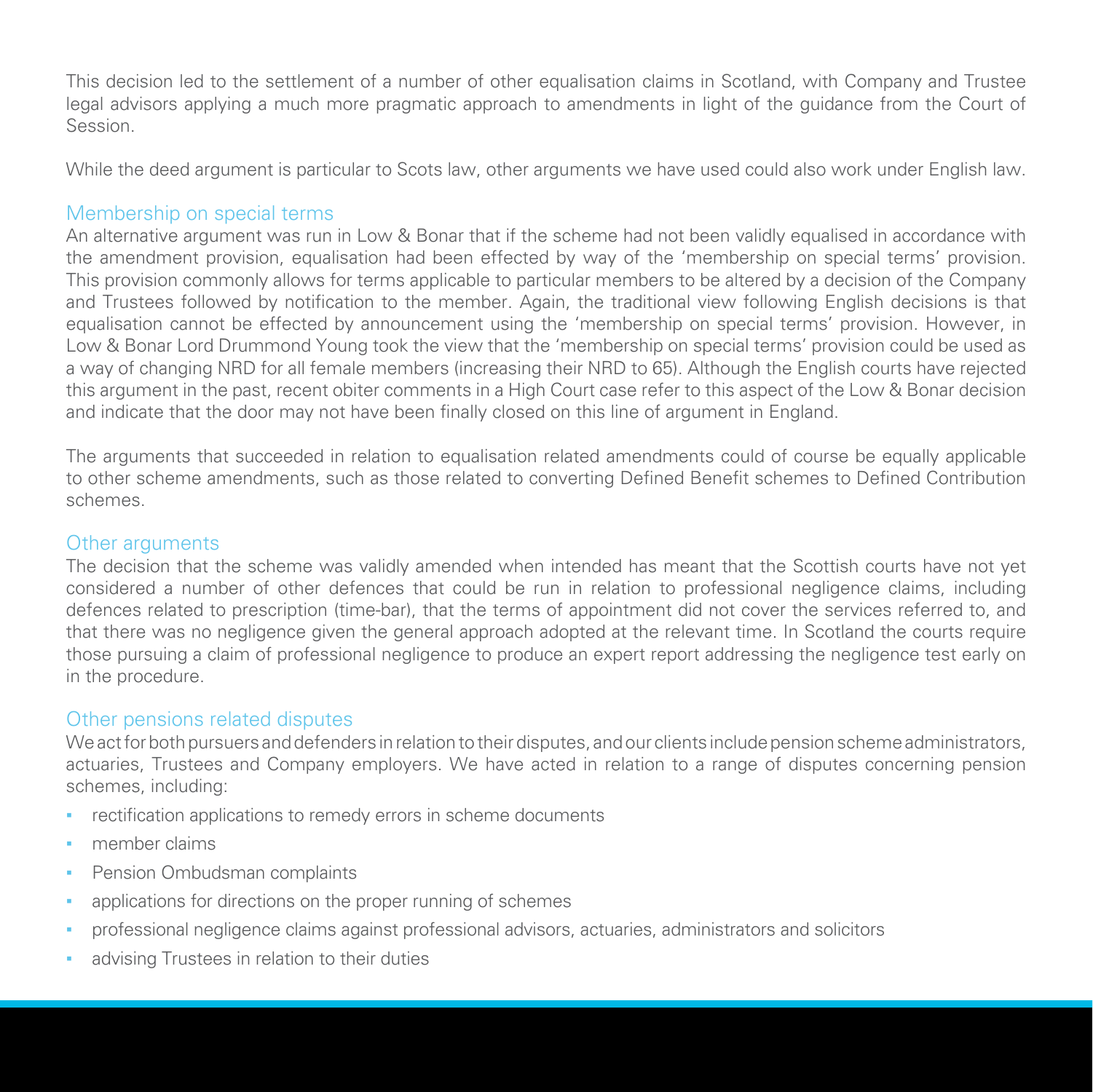This decision led to the settlement of a number of other equalisation claims in Scotland, with Company and Trustee legal advisors applying a much more pragmatic approach to amendments in light of the guidance from the Court of Session.

While the deed argument is particular to Scots law, other arguments we have used could also work under English law.

## Membership on special terms

An alternative argument was run in Low & Bonar that if the scheme had not been validly equalised in accordance with the amendment provision, equalisation had been effected by way of the 'membership on special terms' provision. This provision commonly allows for terms applicable to particular members to be altered by a decision of the Company and Trustees followed by notification to the member. Again, the traditional view following English decisions is that equalisation cannot be effected by announcement using the 'membership on special terms' provision. However, in Low & Bonar Lord Drummond Young took the view that the 'membership on special terms' provision could be used as a way of changing NRD for all female members (increasing their NRD to 65). Although the English courts have rejected this argument in the past, recent obiter comments in a High Court case refer to this aspect of the Low & Bonar decision and indicate that the door may not have been finally closed on this line of argument in England.

The arguments that succeeded in relation to equalisation related amendments could of course be equally applicable to other scheme amendments, such as those related to converting Defined Benefit schemes to Defined Contribution schemes.

## Other arguments

The decision that the scheme was validly amended when intended has meant that the Scottish courts have not yet considered a number of other defences that could be run in relation to professional negligence claims, including defences related to prescription (time-bar), that the terms of appointment did not cover the services referred to, and that there was no negligence given the general approach adopted at the relevant time. In Scotland the courts require those pursuing a claim of professional negligence to produce an expert report addressing the negligence test early on in the procedure.

## Other pensions related disputes

We act for both pursuers and defenders in relation to their disputes, and our clients include pension scheme administrators, actuaries, Trustees and Company employers. We have acted in relation to a range of disputes concerning pension schemes, including:

- rectification applications to remedy errors in scheme documents
- member claims
- Pension Ombudsman complaints
- applications for directions on the proper running of schemes
- professional negligence claims against professional advisors, actuaries, administrators and solicitors
- advising Trustees in relation to their duties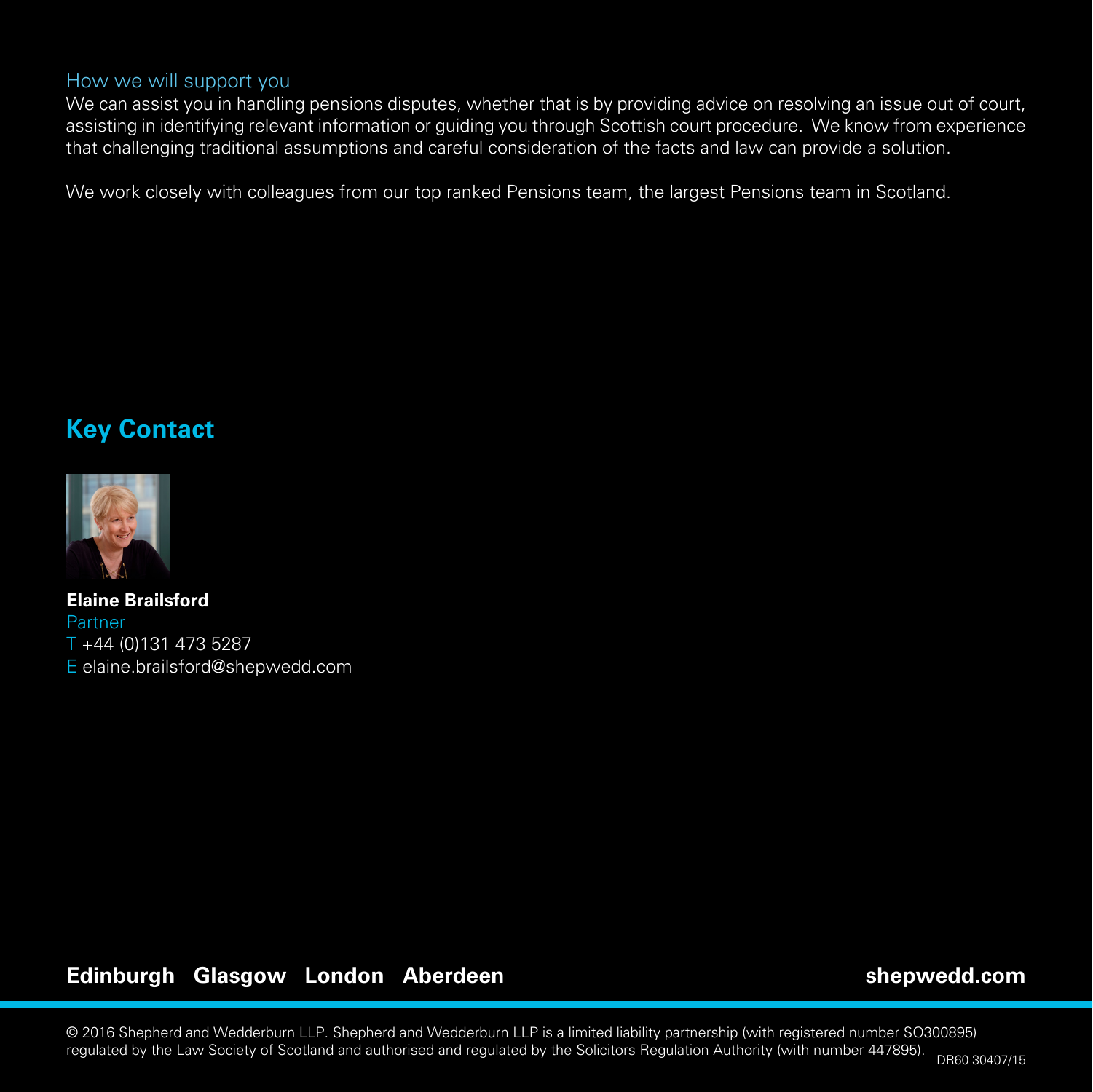### How we will support you

We can assist you in handling pensions disputes, whether that is by providing advice on resolving an issue out of court, assisting in identifying relevant information or guiding you through Scottish court procedure. We know from experience that challenging traditional assumptions and careful consideration of the facts and law can provide a solution.

We work closely with colleagues from our top ranked Pensions team, the largest Pensions team in Scotland.

## Key Contact

**Elaine Brailsford**
Partner
T +44 (0)131 473 5287
E elaine.brailsford@shepwedd.com

**Edinburgh Glasgow London Aberdeen** **shepwedd.com**

© 2016 Shepherd and Wedderburn LLP. Shepherd and Wedderburn LLP is a limited liability partnership (with registered number SO300895) regulated by the Law Society of Scotland and authorised and regulated by the Solicitors Regulation Authority (with number 447895). DR60 30407/15